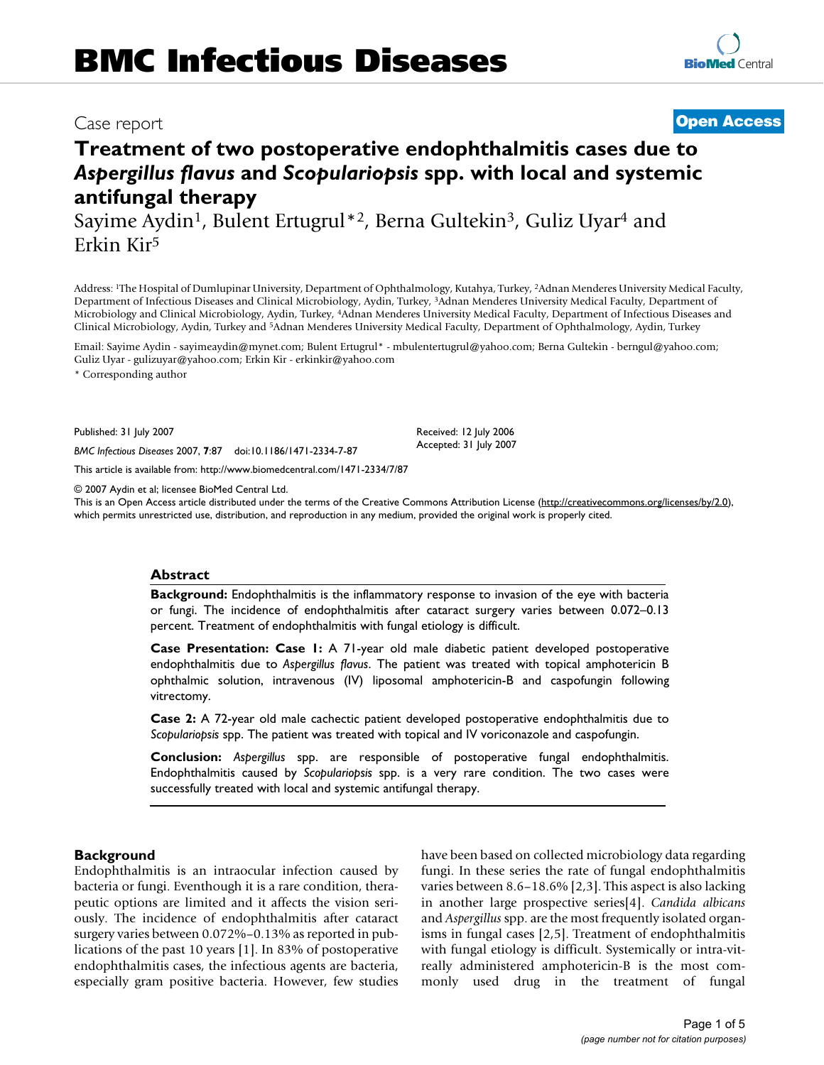# BMC Infectious Diseases

Case report

**Open Access**

# Treatment of two postoperative endophthalmitis cases due to *Aspergillus flavus* and *Scopulariopsis* spp. with local and systemic antifungal therapy

Sayime Aydin[1], Bulent Ertugrul*[2], Berna Gultekin[3], Guliz Uyar[4] and Erkin Kir[5]

Address: [1]The Hospital of Dumlupinar University, Department of Ophthalmology, Kutahya, Turkey, [2]Adnan Menderes University Medical Faculty, Department of Infectious Diseases and Clinical Microbiology, Aydin, Turkey, [3]Adnan Menderes University Medical Faculty, Department of Microbiology and Clinical Microbiology, Aydin, Turkey, [4]Adnan Menderes University Medical Faculty, Department of Infectious Diseases and Clinical Microbiology, Aydin, Turkey and [5]Adnan Menderes University Medical Faculty, Department of Ophthalmology, Aydin, Turkey

Email: Sayime Aydin - sayimeaydin@mynet.com; Bulent Ertugrul* - mbulentertugrul@yahoo.com; Berna Gultekin - berngul@yahoo.com; Guliz Uyar - gulizuyar@yahoo.com; Erkin Kir - erkinkir@yahoo.com

\* Corresponding author

Published: 31 July 2007

*BMC Infectious Diseases* 2007, **7**:87 doi:10.1186/1471-2334-7-87

Received: 12 July 2006
Accepted: 31 July 2007

This article is available from: http://www.biomedcentral.com/1471-2334/7/87

© 2007 Aydin et al; licensee BioMed Central Ltd.
This is an Open Access article distributed under the terms of the Creative Commons Attribution License (http://creativecommons.org/licenses/by/2.0), which permits unrestricted use, distribution, and reproduction in any medium, provided the original work is properly cited.

## Abstract

**Background:** Endophthalmitis is the inflammatory response to invasion of the eye with bacteria or fungi. The incidence of endophthalmitis after cataract surgery varies between 0.072–0.13 percent. Treatment of endophthalmitis with fungal etiology is difficult.

**Case Presentation: Case 1:** A 71-year old male diabetic patient developed postoperative endophthalmitis due to *Aspergillus flavus*. The patient was treated with topical amphotericin B ophthalmic solution, intravenous (IV) liposomal amphotericin-B and caspofungin following vitrectomy.

**Case 2:** A 72-year old male cachectic patient developed postoperative endophthalmitis due to *Scopulariopsis* spp. The patient was treated with topical and IV voriconazole and caspofungin.

**Conclusion:** *Aspergillus* spp. are responsible of postoperative fungal endophthalmitis. Endophthalmitis caused by *Scopulariopsis* spp. is a very rare condition. The two cases were successfully treated with local and systemic antifungal therapy.

## Background

Endophthalmitis is an intraocular infection caused by bacteria or fungi. Eventhough it is a rare condition, therapeutic options are limited and it affects the vision seriously. The incidence of endophthalmitis after cataract surgery varies between 0.072%–0.13% as reported in publications of the past 10 years [1]. In 83% of postoperative endophthalmitis cases, the infectious agents are bacteria, especially gram positive bacteria. However, few studies have been based on collected microbiology data regarding fungi. In these series the rate of fungal endophthalmitis varies between 8.6–18.6% [2,3]. This aspect is also lacking in another large prospective series[4]. *Candida albicans* and *Aspergillus* spp. are the most frequently isolated organisms in fungal cases [2,5]. Treatment of endophthalmitis with fungal etiology is difficult. Systemically or intra-vitreally administered amphotericin-B is the most commonly used drug in the treatment of fungal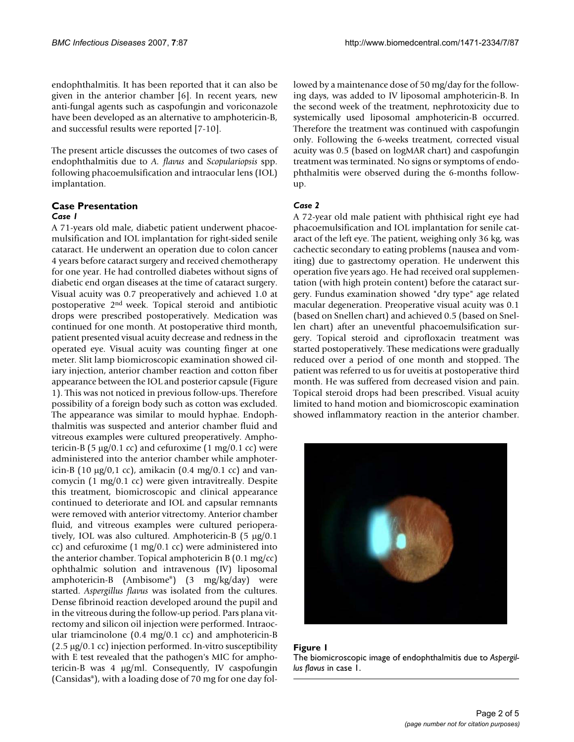endophthalmitis. It has been reported that it can also be given in the anterior chamber [6]. In recent years, new anti-fungal agents such as caspofungin and voriconazole have been developed as an alternative to amphotericin-B, and successful results were reported [7-10].

The present article discusses the outcomes of two cases of endophthalmitis due to *A. flavus* and *Scopulariopsis* spp. following phacoemulsification and intraocular lens (IOL) implantation.

## Case Presentation

### *Case 1*

A 71-years old male, diabetic patient underwent phacoemulsification and IOL implantation for right-sided senile cataract. He underwent an operation due to colon cancer 4 years before cataract surgery and received chemotherapy for one year. He had controlled diabetes without signs of diabetic end organ diseases at the time of cataract surgery. Visual acuity was 0.7 preoperatively and achieved 1.0 at postoperative 2nd week. Topical steroid and antibiotic drops were prescribed postoperatively. Medication was continued for one month. At postoperative third month, patient presented visual acuity decrease and redness in the operated eye. Visual acuity was counting finger at one meter. Slit lamp biomicroscopic examination showed ciliary injection, anterior chamber reaction and cotton fiber appearance between the IOL and posterior capsule (Figure 1). This was not noticed in previous follow-ups. Therefore possibility of a foreign body such as cotton was excluded. The appearance was similar to mould hyphae. Endophthalmitis was suspected and anterior chamber fluid and vitreous examples were cultured preoperatively. Amphotericin-B (5 μg/0.1 cc) and cefuroxime (1 mg/0.1 cc) were administered into the anterior chamber while amphotericin-B (10 μg/0,1 cc), amikacin (0.4 mg/0.1 cc) and vancomycin (1 mg/0.1 cc) were given intravitreally. Despite this treatment, biomicroscopic and clinical appearance continued to deteriorate and IOL and capsular remnants were removed with anterior vitrectomy. Anterior chamber fluid, and vitreous examples were cultured perioperatively, IOL was also cultured. Amphotericin-B (5 μg/0.1 cc) and cefuroxime (1 mg/0.1 cc) were administered into the anterior chamber. Topical amphotericin B (0.1 mg/cc) ophthalmic solution and intravenous (IV) liposomal amphotericin-B (Ambisome®) (3 mg/kg/day) were started. *Aspergillus flavus* was isolated from the cultures. Dense fibrinoid reaction developed around the pupil and in the vitreous during the follow-up period. Pars plana vitrectomy and silicon oil injection were performed. Intraocular triamcinolone (0.4 mg/0.1 cc) and amphotericin-B (2.5 μg/0.1 cc) injection performed. In-vitro susceptibility with E test revealed that the pathogen's MIC for amphotericin-B was 4 μg/ml. Consequently, IV caspofungin (Cansidas®), with a loading dose of 70 mg for one day followed by a maintenance dose of 50 mg/day for the following days, was added to IV liposomal amphotericin-B. In the second week of the treatment, nephrotoxicity due to systemically used liposomal amphotericin-B occurred. Therefore the treatment was continued with caspofungin only. Following the 6-weeks treatment, corrected visual acuity was 0.5 (based on logMAR chart) and caspofungin treatment was terminated. No signs or symptoms of endophthalmitis were observed during the 6-months follow-up.

### *Case 2*

A 72-year old male patient with phthisical right eye had phacoemulsification and IOL implantation for senile cataract of the left eye. The patient, weighing only 36 kg, was cachectic secondary to eating problems (nausea and vomiting) due to gastrectomy operation. He underwent this operation five years ago. He had received oral supplementation (with high protein content) before the cataract surgery. Fundus examination showed "dry type" age related macular degeneration. Preoperative visual acuity was 0.1 (based on Snellen chart) and achieved 0.5 (based on Snellen chart) after an uneventful phacoemulsification surgery. Topical steroid and ciprofloxacin treatment was started postoperatively. These medications were gradually reduced over a period of one month and stopped. The patient was referred to us for uveitis at postoperative third month. He was suffered from decreased vision and pain. Topical steroid drops had been prescribed. Visual acuity limited to hand motion and biomicroscopic examination showed inflammatory reaction in the anterior chamber.

**Figure 1**
The biomicroscopic image of endophthalmitis due to *Aspergillus flavus* in case 1.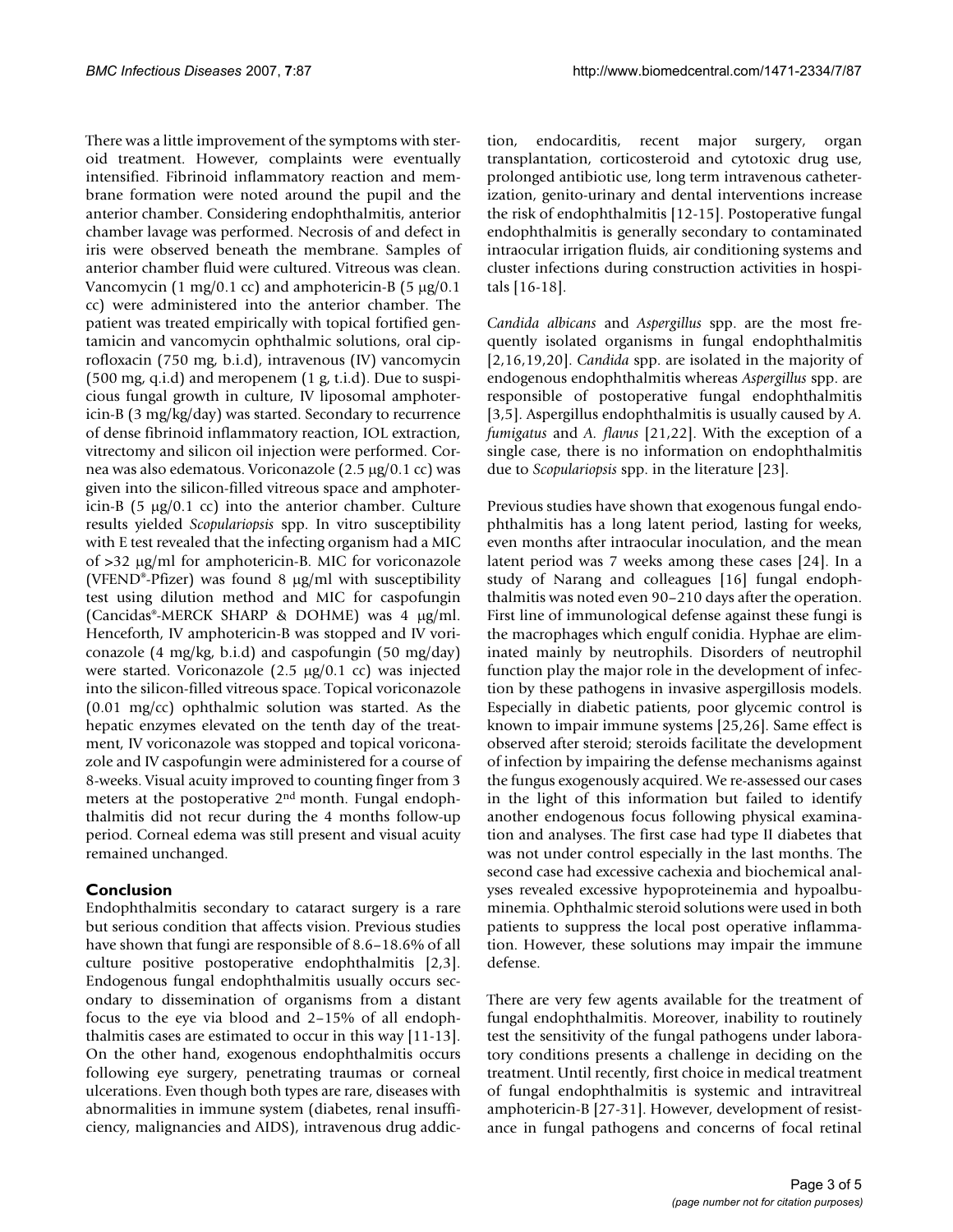There was a little improvement of the symptoms with steroid treatment. However, complaints were eventually intensified. Fibrinoid inflammatory reaction and membrane formation were noted around the pupil and the anterior chamber. Considering endophthalmitis, anterior chamber lavage was performed. Necrosis of and defect in iris were observed beneath the membrane. Samples of anterior chamber fluid were cultured. Vitreous was clean. Vancomycin (1 mg/0.1 cc) and amphotericin-B (5 μg/0.1 cc) were administered into the anterior chamber. The patient was treated empirically with topical fortified gentamicin and vancomycin ophthalmic solutions, oral ciprofloxacin (750 mg, b.i.d), intravenous (IV) vancomycin (500 mg, q.i.d) and meropenem (1 g, t.i.d). Due to suspicious fungal growth in culture, IV liposomal amphotericin-B (3 mg/kg/day) was started. Secondary to recurrence of dense fibrinoid inflammatory reaction, IOL extraction, vitrectomy and silicon oil injection were performed. Cornea was also edematous. Voriconazole (2.5 μg/0.1 cc) was given into the silicon-filled vitreous space and amphotericin-B (5 μg/0.1 cc) into the anterior chamber. Culture results yielded *Scopulariopsis* spp. In vitro susceptibility with E test revealed that the infecting organism had a MIC of >32 μg/ml for amphotericin-B. MIC for voriconazole (VFEND®-Pfizer) was found 8 μg/ml with susceptibility test using dilution method and MIC for caspofungin (Cancidas®-MERCK SHARP & DOHME) was 4 μg/ml. Henceforth, IV amphotericin-B was stopped and IV voriconazole (4 mg/kg, b.i.d) and caspofungin (50 mg/day) were started. Voriconazole (2.5 μg/0.1 cc) was injected into the silicon-filled vitreous space. Topical voriconazole (0.01 mg/cc) ophthalmic solution was started. As the hepatic enzymes elevated on the tenth day of the treatment, IV voriconazole was stopped and topical voriconazole and IV caspofungin were administered for a course of 8-weeks. Visual acuity improved to counting finger from 3 meters at the postoperative 2nd month. Fungal endophthalmitis did not recur during the 4 months follow-up period. Corneal edema was still present and visual acuity remained unchanged.

## Conclusion

Endophthalmitis secondary to cataract surgery is a rare but serious condition that affects vision. Previous studies have shown that fungi are responsible of 8.6–18.6% of all culture positive postoperative endophthalmitis [2,3]. Endogenous fungal endophthalmitis usually occurs secondary to dissemination of organisms from a distant focus to the eye via blood and 2–15% of all endophthalmitis cases are estimated to occur in this way [11-13]. On the other hand, exogenous endophthalmitis occurs following eye surgery, penetrating traumas or corneal ulcerations. Even though both types are rare, diseases with abnormalities in immune system (diabetes, renal insufficiency, malignancies and AIDS), intravenous drug addiction, endocarditis, recent major surgery, organ transplantation, corticosteroid and cytotoxic drug use, prolonged antibiotic use, long term intravenous catheterization, genito-urinary and dental interventions increase the risk of endophthalmitis [12-15]. Postoperative fungal endophthalmitis is generally secondary to contaminated intraocular irrigation fluids, air conditioning systems and cluster infections during construction activities in hospitals [16-18].

*Candida albicans* and *Aspergillus* spp. are the most frequently isolated organisms in fungal endophthalmitis [2,16,19,20]. *Candida* spp. are isolated in the majority of endogenous endophthalmitis whereas *Aspergillus* spp. are responsible of postoperative fungal endophthalmitis [3,5]. Aspergillus endophthalmitis is usually caused by *A. fumigatus* and *A. flavus* [21,22]. With the exception of a single case, there is no information on endophthalmitis due to *Scopulariopsis* spp. in the literature [23].

Previous studies have shown that exogenous fungal endophthalmitis has a long latent period, lasting for weeks, even months after intraocular inoculation, and the mean latent period was 7 weeks among these cases [24]. In a study of Narang and colleagues [16] fungal endophthalmitis was noted even 90–210 days after the operation. First line of immunological defense against these fungi is the macrophages which engulf conidia. Hyphae are eliminated mainly by neutrophils. Disorders of neutrophil function play the major role in the development of infection by these pathogens in invasive aspergillosis models. Especially in diabetic patients, poor glycemic control is known to impair immune systems [25,26]. Same effect is observed after steroid; steroids facilitate the development of infection by impairing the defense mechanisms against the fungus exogenously acquired. We re-assessed our cases in the light of this information but failed to identify another endogenous focus following physical examination and analyses. The first case had type II diabetes that was not under control especially in the last months. The second case had excessive cachexia and biochemical analyses revealed excessive hypoproteinemia and hypoalbuminemia. Ophthalmic steroid solutions were used in both patients to suppress the local post operative inflammation. However, these solutions may impair the immune defense.

There are very few agents available for the treatment of fungal endophthalmitis. Moreover, inability to routinely test the sensitivity of the fungal pathogens under laboratory conditions presents a challenge in deciding on the treatment. Until recently, first choice in medical treatment of fungal endophthalmitis is systemic and intravitreal amphotericin-B [27-31]. However, development of resistance in fungal pathogens and concerns of focal retinal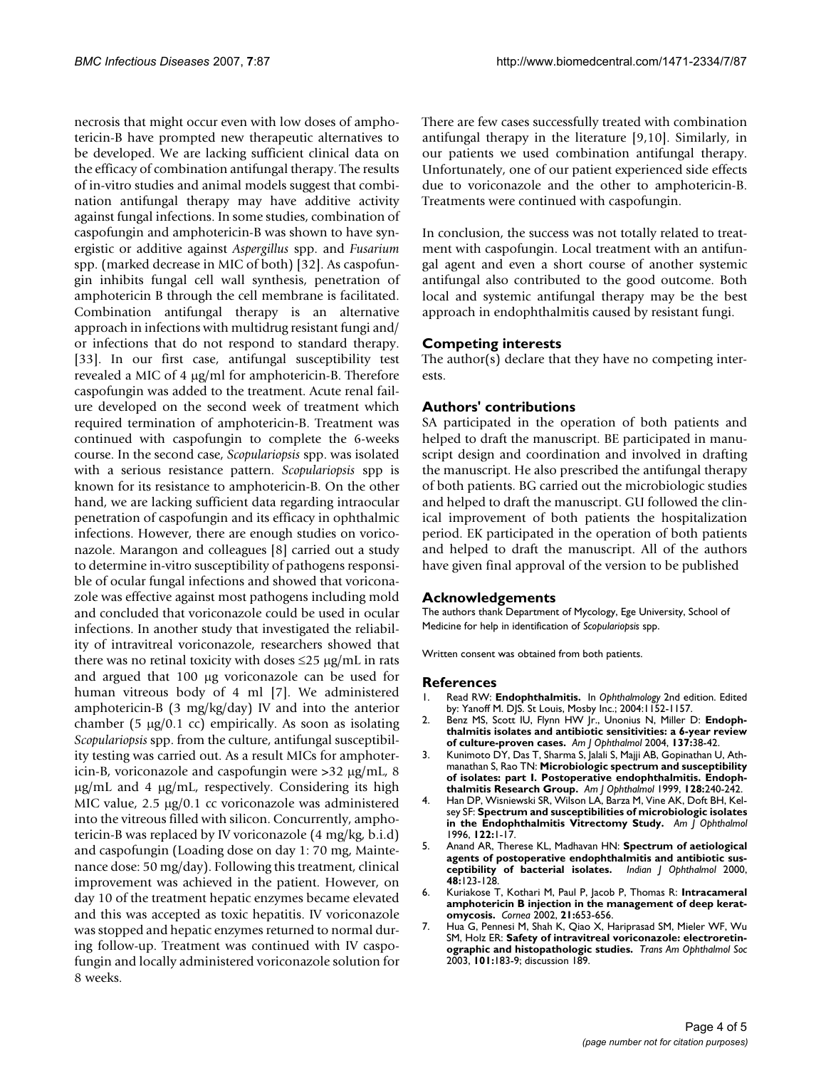necrosis that might occur even with low doses of amphotericin-B have prompted new therapeutic alternatives to be developed. We are lacking sufficient clinical data on the efficacy of combination antifungal therapy. The results of in-vitro studies and animal models suggest that combination antifungal therapy may have additive activity against fungal infections. In some studies, combination of caspofungin and amphotericin-B was shown to have synergistic or additive against *Aspergillus* spp. and *Fusarium* spp. (marked decrease in MIC of both) [32]. As caspofungin inhibits fungal cell wall synthesis, penetration of amphotericin B through the cell membrane is facilitated. Combination antifungal therapy is an alternative approach in infections with multidrug resistant fungi and/or infections that do not respond to standard therapy. [33]. In our first case, antifungal susceptibility test revealed a MIC of 4 μg/ml for amphotericin-B. Therefore caspofungin was added to the treatment. Acute renal failure developed on the second week of treatment which required termination of amphotericin-B. Treatment was continued with caspofungin to complete the 6-weeks course. In the second case, *Scopulariopsis* spp. was isolated with a serious resistance pattern. *Scopulariopsis* spp is known for its resistance to amphotericin-B. On the other hand, we are lacking sufficient data regarding intraocular penetration of caspofungin and its efficacy in ophthalmic infections. However, there are enough studies on voriconazole. Marangon and colleagues [8] carried out a study to determine in-vitro susceptibility of pathogens responsible of ocular fungal infections and showed that voriconazole was effective against most pathogens including mold and concluded that voriconazole could be used in ocular infections. In another study that investigated the reliability of intravitreal voriconazole, researchers showed that there was no retinal toxicity with doses ≤25 μg/mL in rats and argued that 100 μg voriconazole can be used for human vitreous body of 4 ml [7]. We administered amphotericin-B (3 mg/kg/day) IV and into the anterior chamber (5 μg/0.1 cc) empirically. As soon as isolating *Scopulariopsis* spp. from the culture, antifungal susceptibility testing was carried out. As a result MICs for amphotericin-B, voriconazole and caspofungin were >32 μg/mL, 8 μg/mL and 4 μg/mL, respectively. Considering its high MIC value, 2.5 μg/0.1 cc voriconazole was administered into the vitreous filled with silicon. Concurrently, amphotericin-B was replaced by IV voriconazole (4 mg/kg, b.i.d) and caspofungin (Loading dose on day 1: 70 mg, Maintenance dose: 50 mg/day). Following this treatment, clinical improvement was achieved in the patient. However, on day 10 of the treatment hepatic enzymes became elevated and this was accepted as toxic hepatitis. IV voriconazole was stopped and hepatic enzymes returned to normal during follow-up. Treatment was continued with IV caspofungin and locally administered voriconazole solution for 8 weeks.

There are few cases successfully treated with combination antifungal therapy in the literature [9,10]. Similarly, in our patients we used combination antifungal therapy. Unfortunately, one of our patient experienced side effects due to voriconazole and the other to amphotericin-B. Treatments were continued with caspofungin.

In conclusion, the success was not totally related to treatment with caspofungin. Local treatment with an antifungal agent and even a short course of another systemic antifungal also contributed to the good outcome. Both local and systemic antifungal therapy may be the best approach in endophthalmitis caused by resistant fungi.

## Competing interests

The author(s) declare that they have no competing interests.

## Authors' contributions

SA participated in the operation of both patients and helped to draft the manuscript. BE participated in manuscript design and coordination and involved in drafting the manuscript. He also prescribed the antifungal therapy of both patients. BG carried out the microbiologic studies and helped to draft the manuscript. GU followed the clinical improvement of both patients the hospitalization period. EK participated in the operation of both patients and helped to draft the manuscript. All of the authors have given final approval of the version to be published

## Acknowledgements

The authors thank Department of Mycology, Ege University, School of Medicine for help in identification of *Scopulariopsis* spp.

Written consent was obtained from both patients.

## References

1. Read RW: **Endophthalmitis.** In *Ophthalmology* 2nd edition. Edited by: Yanoff M. DJS. St Louis, Mosby Inc.; 2004:1152-1157.
2. Benz MS, Scott IU, Flynn HW Jr., Unonius N, Miller D: **Endophthalmitis isolates and antibiotic sensitivities: a 6-year review of culture-proven cases.** *Am J Ophthalmol* 2004, **137:**38-42.
3. Kunimoto DY, Das T, Sharma S, Jalali S, Majji AB, Gopinathan U, Athmanathan S, Rao TN: **Microbiologic spectrum and susceptibility of isolates: part I. Postoperative endophthalmitis. Endophthalmitis Research Group.** *Am J Ophthalmol* 1999, **128:**240-242.
4. Han DP, Wisniewski SR, Wilson LA, Barza M, Vine AK, Doft BH, Kelsey SF: **Spectrum and susceptibilities of microbiologic isolates in the Endophthalmitis Vitrectomy Study.** *Am J Ophthalmol* 1996, **122:**1-17.
5. Anand AR, Therese KL, Madhavan HN: **Spectrum of aetiological agents of postoperative endophthalmitis and antibiotic susceptibility of bacterial isolates.** *Indian J Ophthalmol* 2000, **48:**123-128.
6. Kuriakose T, Kothari M, Paul P, Jacob P, Thomas R: **Intracameral amphotericin B injection in the management of deep keratomycosis.** *Cornea* 2002, **21:**653-656.
7. Hua G, Pennesi M, Shah K, Qiao X, Hariprasad SM, Mieler WF, Wu SM, Holz ER: **Safety of intravitreal voriconazole: electroretinographic and histopathologic studies.** *Trans Am Ophthalmol Soc* 2003, **101:**183-9; discussion 189.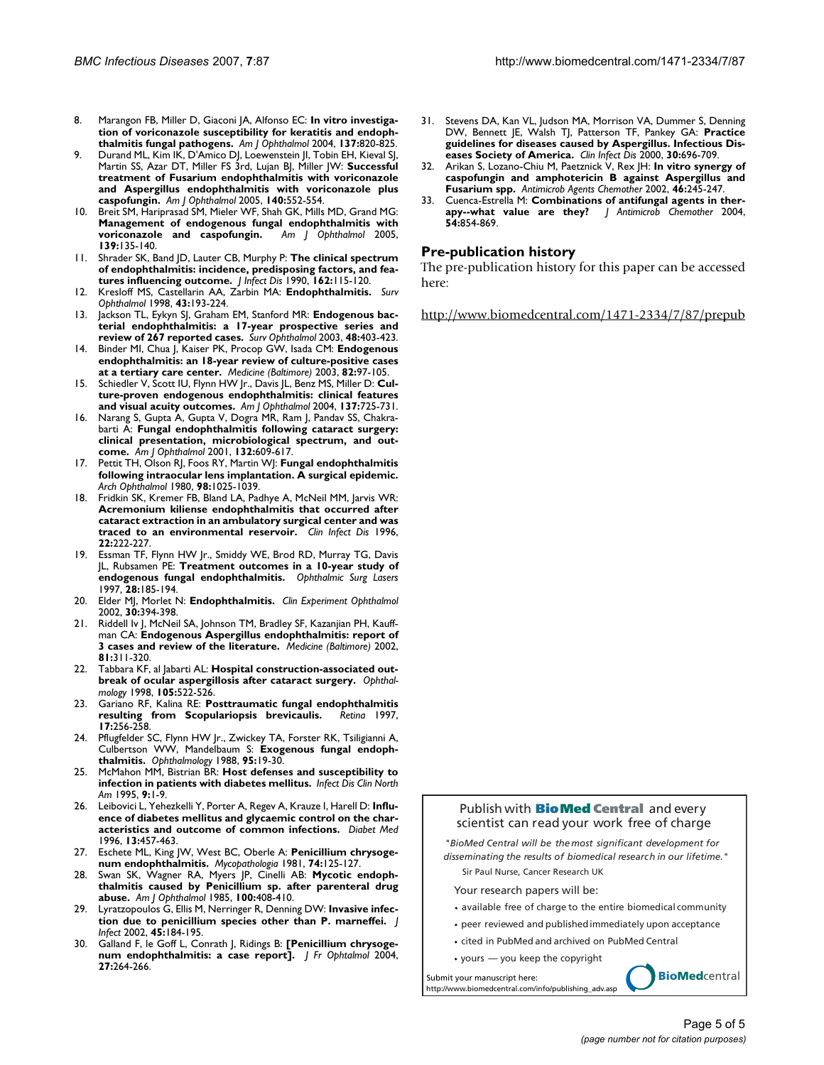8. Marangon FB, Miller D, Giaconi JA, Alfonso EC: **In vitro investigation of voriconazole susceptibility for keratitis and endophthalmitis fungal pathogens.** *Am J Ophthalmol* 2004, **137:**820-825.
9. Durand ML, Kim IK, D'Amico DJ, Loewenstein JI, Tobin EH, Kieval SJ, Martin SS, Azar DT, Miller FS 3rd, Lujan BJ, Miller JW: **Successful treatment of Fusarium endophthalmitis with voriconazole and Aspergillus endophthalmitis with voriconazole plus caspofungin.** *Am J Ophthalmol* 2005, **140:**552-554.
10. Breit SM, Hariprasad SM, Mieler WF, Shah GK, Mills MD, Grand MG: **Management of endogenous fungal endophthalmitis with voriconazole and caspofungin.** *Am J Ophthalmol* 2005, **139:**135-140.
11. Shrader SK, Band JD, Lauter CB, Murphy P: **The clinical spectrum of endophthalmitis: incidence, predisposing factors, and features influencing outcome.** *J Infect Dis* 1990, **162:**115-120.
12. Kresloff MS, Castellarin AA, Zarbin MA: **Endophthalmitis.** *Surv Ophthalmol* 1998, **43:**193-224.
13. Jackson TL, Eykyn SJ, Graham EM, Stanford MR: **Endogenous bacterial endophthalmitis: a 17-year prospective series and review of 267 reported cases.** *Surv Ophthalmol* 2003, **48:**403-423.
14. Binder MI, Chua J, Kaiser PK, Procop GW, Isada CM: **Endogenous endophthalmitis: an 18-year review of culture-positive cases at a tertiary care center.** *Medicine (Baltimore)* 2003, **82:**97-105.
15. Schiedler V, Scott IU, Flynn HW Jr., Davis JL, Benz MS, Miller D: **Culture-proven endogenous endophthalmitis: clinical features and visual acuity outcomes.** *Am J Ophthalmol* 2004, **137:**725-731.
16. Narang S, Gupta A, Gupta V, Dogra MR, Ram J, Pandav SS, Chakrabarti A: **Fungal endophthalmitis following cataract surgery: clinical presentation, microbiological spectrum, and outcome.** *Am J Ophthalmol* 2001, **132:**609-617.
17. Pettit TH, Olson RJ, Foos RY, Martin WJ: **Fungal endophthalmitis following intraocular lens implantation. A surgical epidemic.** *Arch Ophthalmol* 1980, **98:**1025-1039.
18. Fridkin SK, Kremer FB, Bland LA, Padhye A, McNeil MM, Jarvis WR: **Acremonium kiliense endophthalmitis that occurred after cataract extraction in an ambulatory surgical center and was traced to an environmental reservoir.** *Clin Infect Dis* 1996, **22:**222-227.
19. Essman TF, Flynn HW Jr., Smiddy WE, Brod RD, Murray TG, Davis JL, Rubsamen PE: **Treatment outcomes in a 10-year study of endogenous fungal endophthalmitis.** *Ophthalmic Surg Lasers* 1997, **28:**185-194.
20. Elder MJ, Morlet N: **Endophthalmitis.** *Clin Experiment Ophthalmol* 2002, **30:**394-398.
21. Riddell Iv J, McNeil SA, Johnson TM, Bradley SF, Kazanjian PH, Kauffman CA: **Endogenous Aspergillus endophthalmitis: report of 3 cases and review of the literature.** *Medicine (Baltimore)* 2002, **81:**311-320.
22. Tabbara KF, al Jabarti AL: **Hospital construction-associated outbreak of ocular aspergillosis after cataract surgery.** *Ophthalmology* 1998, **105:**522-526.
23. Gariano RF, Kalina RE: **Posttraumatic fungal endophthalmitis resulting from Scopulariopsis brevicaulis.** *Retina* 1997, **17:**256-258.
24. Pflugfelder SC, Flynn HW Jr., Zwickey TA, Forster RK, Tsiligianni A, Culbertson WW, Mandelbaum S: **Exogenous fungal endophthalmitis.** *Ophthalmology* 1988, **95:**19-30.
25. McMahon MM, Bistrian BR: **Host defenses and susceptibility to infection in patients with diabetes mellitus.** *Infect Dis Clin North Am* 1995, **9:**1-9.
26. Leibovici L, Yehezkelli Y, Porter A, Regev A, Krauze I, Harell D: **Influence of diabetes mellitus and glycaemic control on the characteristics and outcome of common infections.** *Diabet Med* 1996, **13:**457-463.
27. Eschete ML, King JW, West BC, Oberle A: **Penicillium chrysogenum endophthalmitis.** *Mycopathologia* 1981, **74:**125-127.
28. Swan SK, Wagner RA, Myers JP, Cinelli AB: **Mycotic endophthalmitis caused by Penicillium sp. after parenteral drug abuse.** *Am J Ophthalmol* 1985, **100:**408-410.
29. Lyratzopoulos G, Ellis M, Nerringer R, Denning DW: **Invasive infection due to penicillium species other than P. marneffei.** *J Infect* 2002, **45:**184-195.
30. Galland F, le Goff L, Conrath J, Ridings B: **[Penicillium chrysogenum endophthalmitis: a case report].** *J Fr Ophtalmol* 2004, **27:**264-266.
31. Stevens DA, Kan VL, Judson MA, Morrison VA, Dummer S, Denning DW, Bennett JE, Walsh TJ, Patterson TF, Pankey GA: **Practice guidelines for diseases caused by Aspergillus. Infectious Diseases Society of America.** *Clin Infect Dis* 2000, **30:**696-709.
32. Arikan S, Lozano-Chiu M, Paetznick V, Rex JH: **In vitro synergy of caspofungin and amphotericin B against Aspergillus and Fusarium spp.** *Antimicrob Agents Chemother* 2002, **46:**245-247.
33. Cuenca-Estrella M: **Combinations of antifungal agents in therapy--what value are they?** *J Antimicrob Chemother* 2004, **54:**854-869.

## Pre-publication history

The pre-publication history for this paper can be accessed here:

http://www.biomedcentral.com/1471-2334/7/87/prepub

Publish with **BioMed Central** and every scientist can read your work free of charge

*"BioMed Central will be the most significant development for disseminating the results of biomedical research in our lifetime."*

Sir Paul Nurse, Cancer Research UK

Your research papers will be:

- available free of charge to the entire biomedical community
- peer reviewed and published immediately upon acceptance
- cited in PubMed and archived on PubMed Central
- yours — you keep the copyright

Submit your manuscript here:
http://www.biomedcentral.com/info/publishing_adv.asp

BioMedcentral